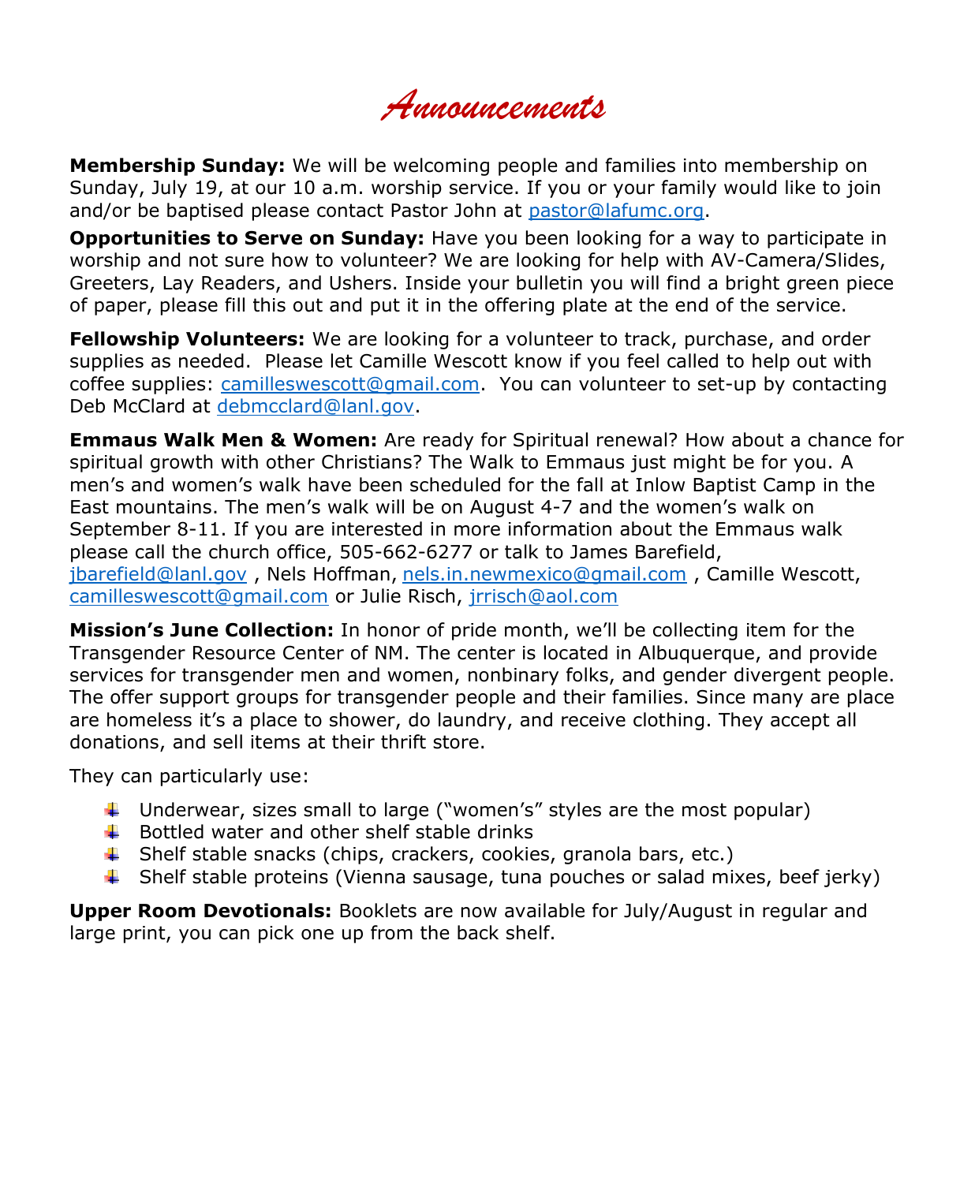# Announcements

**Membership Sunday:** We will be welcoming people and families into membership on Sunday, July 19, at our 10 a.m. worship service. If you or your family would like to join and/or be baptised please contact Pastor John at pastor@lafumc.org.

**Opportunities to Serve on Sunday:** Have you been looking for a way to participate in worship and not sure how to volunteer? We are looking for help with AV-Camera/Slides, Greeters, Lay Readers, and Ushers. Inside your bulletin you will find a bright green piece of paper, please fill this out and put it in the offering plate at the end of the service.

**Fellowship Volunteers:** We are looking for a volunteer to track, purchase, and order supplies as needed. Please let Camille Wescott know if you feel called to help out with coffee supplies: camilleswescott@gmail.com. You can volunteer to set-up by contacting Deb McClard at debmcclard@lanl.gov.

**Emmaus Walk Men & Women:** Are ready for Spiritual renewal? How about a chance for spiritual growth with other Christians? The Walk to Emmaus just might be for you. A men's and women's walk have been scheduled for the fall at Inlow Baptist Camp in the East mountains. The men's walk will be on August 4-7 and the women's walk on September 8-11. If you are interested in more information about the Emmaus walk please call the church office, 505-662-6277 or talk to James Barefield, jbarefield@lanl.gov , Nels Hoffman, nels.in.newmexico@gmail.com , Camille Wescott, camilleswescott@gmail.com or Julie Risch, jrrisch@aol.com

**Mission's June Collection:** In honor of pride month, we'll be collecting item for the Transgender Resource Center of NM. The center is located in Albuquerque, and provide services for transgender men and women, nonbinary folks, and gender divergent people. The offer support groups for transgender people and their families. Since many are place are homeless it's a place to shower, do laundry, and receive clothing. They accept all donations, and sell items at their thrift store.

They can particularly use:

- Underwear, sizes small to large ("women's" styles are the most popular)
- Bottled water and other shelf stable drinks
- Shelf stable snacks (chips, crackers, cookies, granola bars, etc.)
- Shelf stable proteins (Vienna sausage, tuna pouches or salad mixes, beef jerky)

**Upper Room Devotionals:** Booklets are now available for July/August in regular and large print, you can pick one up from the back shelf.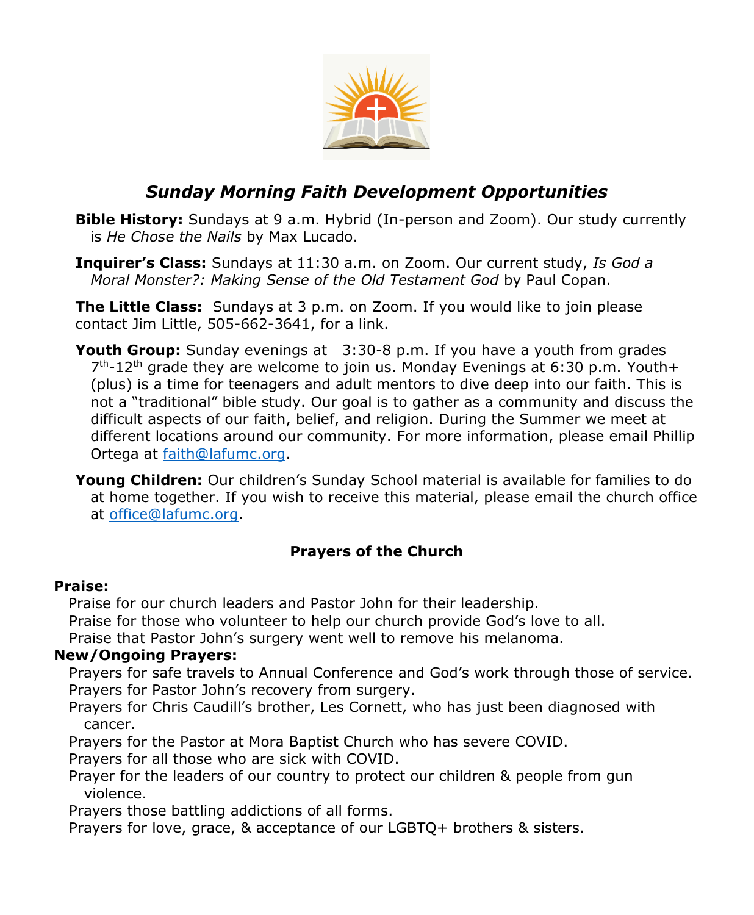## *Sunday Morning Faith Development Opportunities*

**Bible History:** Sundays at 9 a.m. Hybrid (In-person and Zoom). Our study currently is *He Chose the Nails* by Max Lucado.

**Inquirer's Class:** Sundays at 11:30 a.m. on Zoom. Our current study, *Is God a Moral Monster?: Making Sense of the Old Testament God* by Paul Copan.

**The Little Class:** Sundays at 3 p.m. on Zoom. If you would like to join please contact Jim Little, 505-662-3641, for a link.

**Youth Group:** Sunday evenings at 3:30-8 p.m. If you have a youth from grades 7th-12th grade they are welcome to join us. Monday Evenings at 6:30 p.m. Youth+ (plus) is a time for teenagers and adult mentors to dive deep into our faith. This is not a "traditional" bible study. Our goal is to gather as a community and discuss the difficult aspects of our faith, belief, and religion. During the Summer we meet at different locations around our community. For more information, please email Phillip Ortega at faith@lafumc.org.

**Young Children:** Our children's Sunday School material is available for families to do at home together. If you wish to receive this material, please email the church office at office@lafumc.org.

### Prayers of the Church

**Praise:**

Praise for our church leaders and Pastor John for their leadership.
Praise for those who volunteer to help our church provide God's love to all.
Praise that Pastor John's surgery went well to remove his melanoma.

**New/Ongoing Prayers:**

Prayers for safe travels to Annual Conference and God's work through those of service.
Prayers for Pastor John's recovery from surgery.
Prayers for Chris Caudill's brother, Les Cornett, who has just been diagnosed with cancer.
Prayers for the Pastor at Mora Baptist Church who has severe COVID.
Prayers for all those who are sick with COVID.
Prayer for the leaders of our country to protect our children & people from gun violence.
Prayers those battling addictions of all forms.
Prayers for love, grace, & acceptance of our LGBTQ+ brothers & sisters.